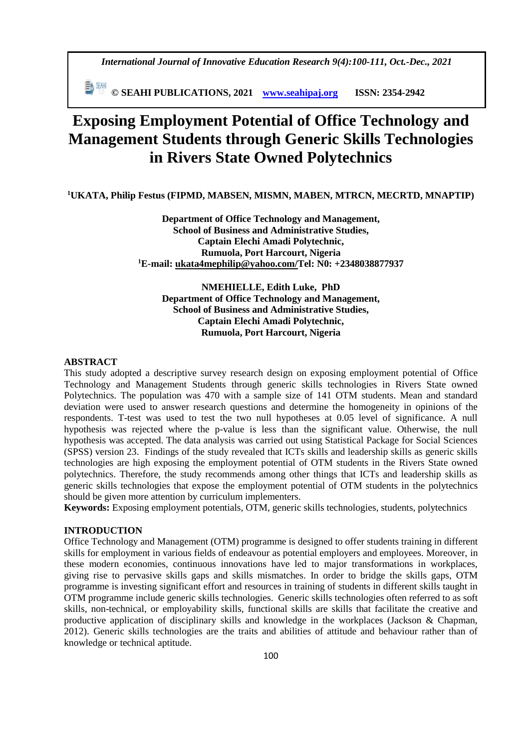# Exposing Employment Potential of Office Technology and Management Students through Generic Skills Technologies in Rivers State Owned Polytechnics

[1]UKATA, Philip Festus (FIPMD, MABSEN, MISMN, MABEN, MTRCN, MECRTD, MNAPTIP)

**Department of Office Technology and Management,**
**School of Business and Administrative Studies,**
**Captain Elechi Amadi Polytechnic,**
**Rumuola, Port Harcourt, Nigeria**
**[1]E-mail: ukata4mephilip@yahoo.com/Tel: N0: +2348038877937**

**NMEHIELLE, Edith Luke, PhD**
**Department of Office Technology and Management,**
**School of Business and Administrative Studies,**
**Captain Elechi Amadi Polytechnic,**
**Rumuola, Port Harcourt, Nigeria**

## ABSTRACT

This study adopted a descriptive survey research design on exposing employment potential of Office Technology and Management Students through generic skills technologies in Rivers State owned Polytechnics. The population was 470 with a sample size of 141 OTM students. Mean and standard deviation were used to answer research questions and determine the homogeneity in opinions of the respondents. T-test was used to test the two null hypotheses at 0.05 level of significance. A null hypothesis was rejected where the p-value is less than the significant value. Otherwise, the null hypothesis was accepted. The data analysis was carried out using Statistical Package for Social Sciences (SPSS) version 23. Findings of the study revealed that ICTs skills and leadership skills as generic skills technologies are high exposing the employment potential of OTM students in the Rivers State owned polytechnics. Therefore, the study recommends among other things that ICTs and leadership skills as generic skills technologies that expose the employment potential of OTM students in the polytechnics should be given more attention by curriculum implementers.

**Keywords:** Exposing employment potentials, OTM, generic skills technologies, students, polytechnics

## INTRODUCTION

Office Technology and Management (OTM) programme is designed to offer students training in different skills for employment in various fields of endeavour as potential employers and employees. Moreover, in these modern economies, continuous innovations have led to major transformations in workplaces, giving rise to pervasive skills gaps and skills mismatches. In order to bridge the skills gaps, OTM programme is investing significant effort and resources in training of students in different skills taught in OTM programme include generic skills technologies. Generic skills technologies often referred to as soft skills, non-technical, or employability skills, functional skills are skills that facilitate the creative and productive application of disciplinary skills and knowledge in the workplaces (Jackson & Chapman, 2012). Generic skills technologies are the traits and abilities of attitude and behaviour rather than of knowledge or technical aptitude.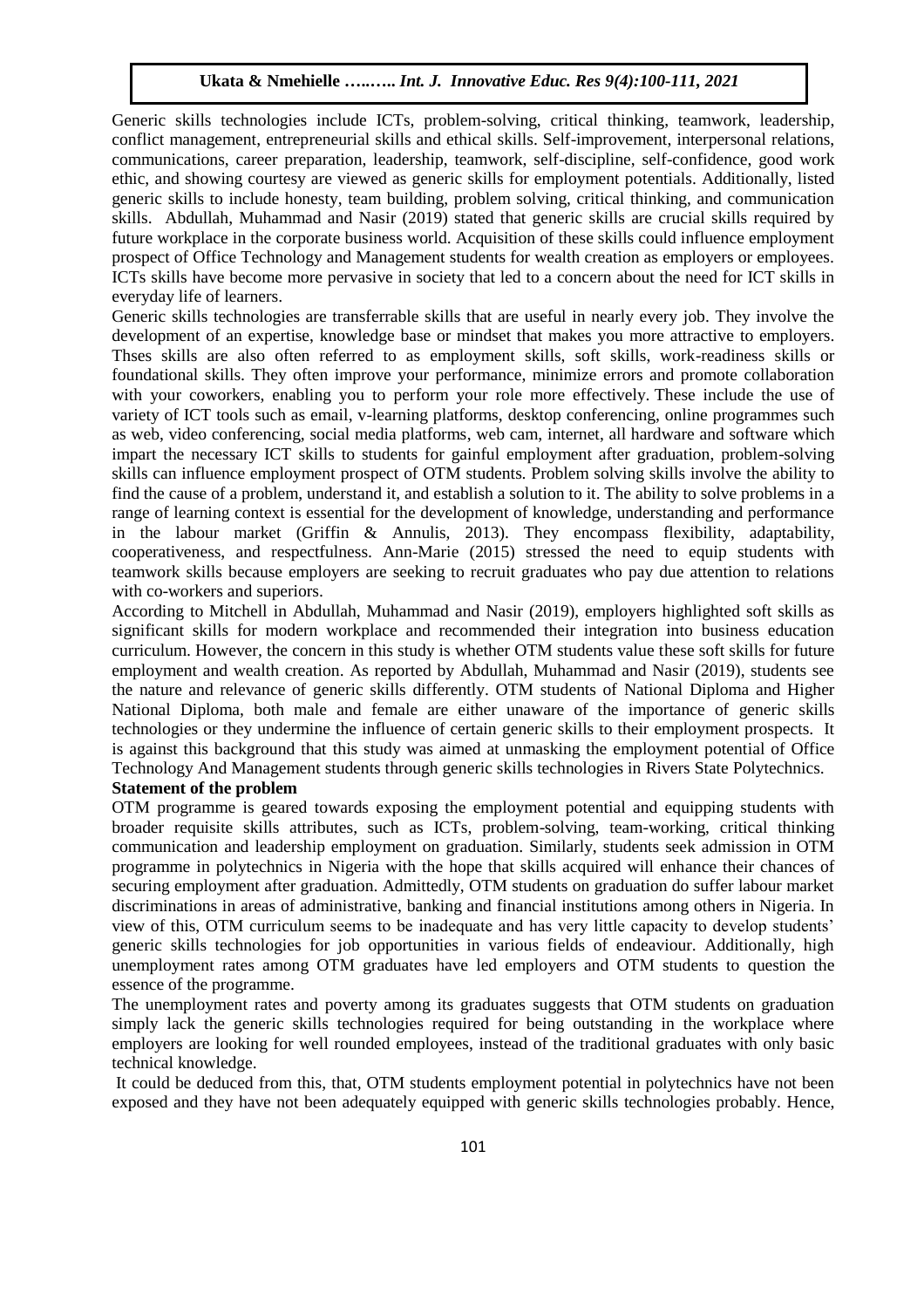Generic skills technologies include ICTs, problem-solving, critical thinking, teamwork, leadership, conflict management, entrepreneurial skills and ethical skills. Self-improvement, interpersonal relations, communications, career preparation, leadership, teamwork, self-discipline, self-confidence, good work ethic, and showing courtesy are viewed as generic skills for employment potentials. Additionally, listed generic skills to include honesty, team building, problem solving, critical thinking, and communication skills. Abdullah, Muhammad and Nasir (2019) stated that generic skills are crucial skills required by future workplace in the corporate business world. Acquisition of these skills could influence employment prospect of Office Technology and Management students for wealth creation as employers or employees. ICTs skills have become more pervasive in society that led to a concern about the need for ICT skills in everyday life of learners.

Generic skills technologies are transferrable skills that are useful in nearly every job. They involve the development of an expertise, knowledge base or mindset that makes you more attractive to employers. Thses skills are also often referred to as employment skills, soft skills, work-readiness skills or foundational skills. They often improve your performance, minimize errors and promote collaboration with your coworkers, enabling you to perform your role more effectively. These include the use of variety of ICT tools such as email, v-learning platforms, desktop conferencing, online programmes such as web, video conferencing, social media platforms, web cam, internet, all hardware and software which impart the necessary ICT skills to students for gainful employment after graduation, problem-solving skills can influence employment prospect of OTM students. Problem solving skills involve the ability to find the cause of a problem, understand it, and establish a solution to it. The ability to solve problems in a range of learning context is essential for the development of knowledge, understanding and performance in the labour market (Griffin & Annulis, 2013). They encompass flexibility, adaptability, cooperativeness, and respectfulness. Ann-Marie (2015) stressed the need to equip students with teamwork skills because employers are seeking to recruit graduates who pay due attention to relations with co-workers and superiors.

According to Mitchell in Abdullah, Muhammad and Nasir (2019), employers highlighted soft skills as significant skills for modern workplace and recommended their integration into business education curriculum. However, the concern in this study is whether OTM students value these soft skills for future employment and wealth creation. As reported by Abdullah, Muhammad and Nasir (2019), students see the nature and relevance of generic skills differently. OTM students of National Diploma and Higher National Diploma, both male and female are either unaware of the importance of generic skills technologies or they undermine the influence of certain generic skills to their employment prospects. It is against this background that this study was aimed at unmasking the employment potential of Office Technology And Management students through generic skills technologies in Rivers State Polytechnics.

**Statement of the problem**

OTM programme is geared towards exposing the employment potential and equipping students with broader requisite skills attributes, such as ICTs, problem-solving, team-working, critical thinking communication and leadership employment on graduation. Similarly, students seek admission in OTM programme in polytechnics in Nigeria with the hope that skills acquired will enhance their chances of securing employment after graduation. Admittedly, OTM students on graduation do suffer labour market discriminations in areas of administrative, banking and financial institutions among others in Nigeria. In view of this, OTM curriculum seems to be inadequate and has very little capacity to develop students' generic skills technologies for job opportunities in various fields of endeaviour. Additionally, high unemployment rates among OTM graduates have led employers and OTM students to question the essence of the programme.

The unemployment rates and poverty among its graduates suggests that OTM students on graduation simply lack the generic skills technologies required for being outstanding in the workplace where employers are looking for well rounded employees, instead of the traditional graduates with only basic technical knowledge.

It could be deduced from this, that, OTM students employment potential in polytechnics have not been exposed and they have not been adequately equipped with generic skills technologies probably. Hence,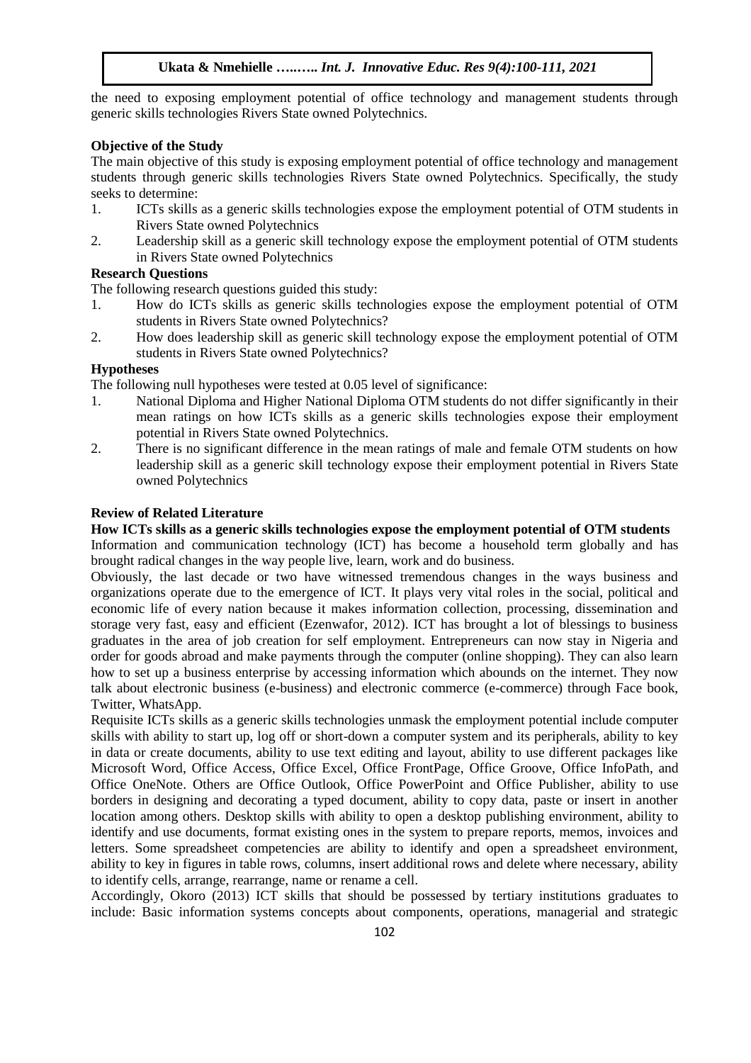the need to exposing employment potential of office technology and management students through generic skills technologies Rivers State owned Polytechnics.

**Objective of the Study**

The main objective of this study is exposing employment potential of office technology and management students through generic skills technologies Rivers State owned Polytechnics. Specifically, the study seeks to determine:

1. ICTs skills as a generic skills technologies expose the employment potential of OTM students in Rivers State owned Polytechnics
2. Leadership skill as a generic skill technology expose the employment potential of OTM students in Rivers State owned Polytechnics

**Research Questions**

The following research questions guided this study:

1. How do ICTs skills as generic skills technologies expose the employment potential of OTM students in Rivers State owned Polytechnics?
2. How does leadership skill as generic skill technology expose the employment potential of OTM students in Rivers State owned Polytechnics?

**Hypotheses**

The following null hypotheses were tested at 0.05 level of significance:

1. National Diploma and Higher National Diploma OTM students do not differ significantly in their mean ratings on how ICTs skills as a generic skills technologies expose their employment potential in Rivers State owned Polytechnics.
2. There is no significant difference in the mean ratings of male and female OTM students on how leadership skill as a generic skill technology expose their employment potential in Rivers State owned Polytechnics

**Review of Related Literature**

**How ICTs skills as a generic skills technologies expose the employment potential of OTM students**

Information and communication technology (ICT) has become a household term globally and has brought radical changes in the way people live, learn, work and do business.

Obviously, the last decade or two have witnessed tremendous changes in the ways business and organizations operate due to the emergence of ICT. It plays very vital roles in the social, political and economic life of every nation because it makes information collection, processing, dissemination and storage very fast, easy and efficient (Ezenwafor, 2012). ICT has brought a lot of blessings to business graduates in the area of job creation for self employment. Entrepreneurs can now stay in Nigeria and order for goods abroad and make payments through the computer (online shopping). They can also learn how to set up a business enterprise by accessing information which abounds on the internet. They now talk about electronic business (e-business) and electronic commerce (e-commerce) through Face book, Twitter, WhatsApp.

Requisite ICTs skills as a generic skills technologies unmask the employment potential include computer skills with ability to start up, log off or short-down a computer system and its peripherals, ability to key in data or create documents, ability to use text editing and layout, ability to use different packages like Microsoft Word, Office Access, Office Excel, Office FrontPage, Office Groove, Office InfoPath, and Office OneNote. Others are Office Outlook, Office PowerPoint and Office Publisher, ability to use borders in designing and decorating a typed document, ability to copy data, paste or insert in another location among others. Desktop skills with ability to open a desktop publishing environment, ability to identify and use documents, format existing ones in the system to prepare reports, memos, invoices and letters. Some spreadsheet competencies are ability to identify and open a spreadsheet environment, ability to key in figures in table rows, columns, insert additional rows and delete where necessary, ability to identify cells, arrange, rearrange, name or rename a cell.

Accordingly, Okoro (2013) ICT skills that should be possessed by tertiary institutions graduates to include: Basic information systems concepts about components, operations, managerial and strategic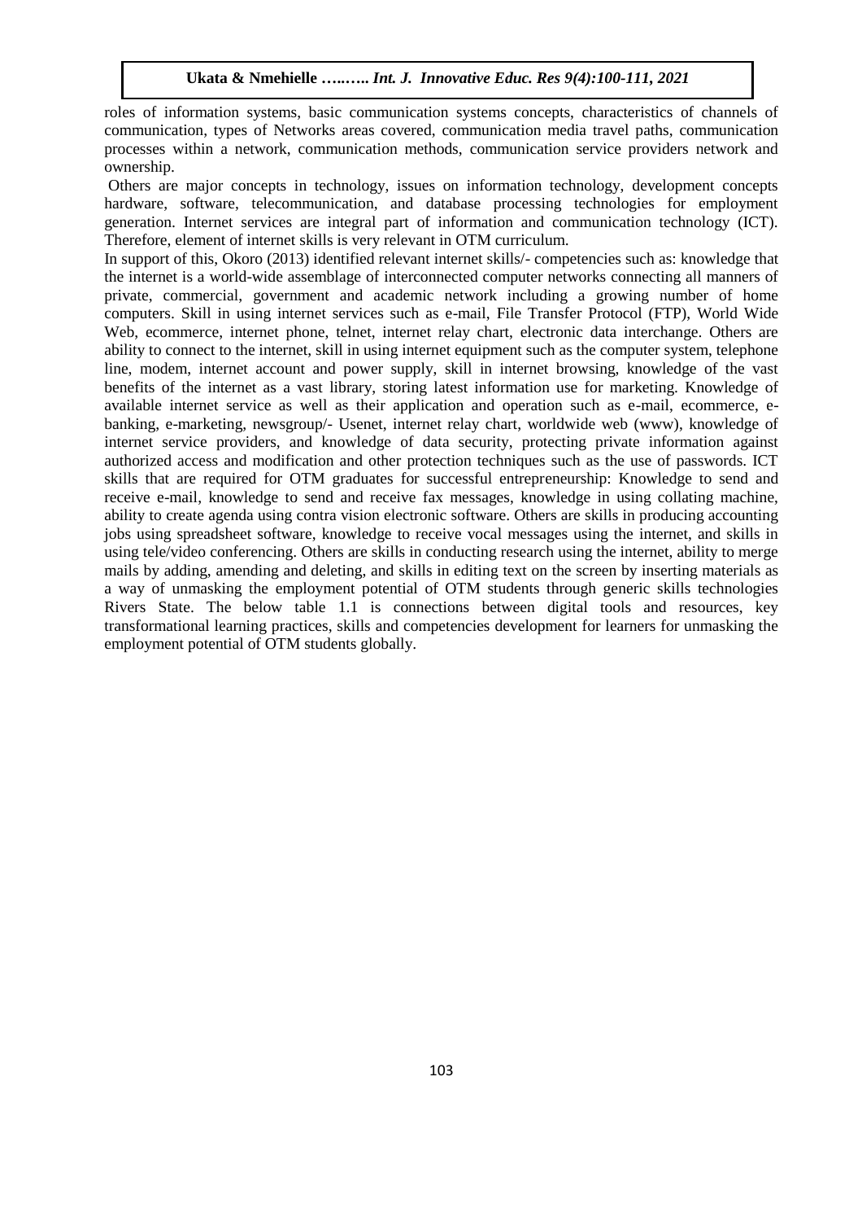roles of information systems, basic communication systems concepts, characteristics of channels of communication, types of Networks areas covered, communication media travel paths, communication processes within a network, communication methods, communication service providers network and ownership.

Others are major concepts in technology, issues on information technology, development concepts hardware, software, telecommunication, and database processing technologies for employment generation. Internet services are integral part of information and communication technology (ICT). Therefore, element of internet skills is very relevant in OTM curriculum.

In support of this, Okoro (2013) identified relevant internet skills/- competencies such as: knowledge that the internet is a world-wide assemblage of interconnected computer networks connecting all manners of private, commercial, government and academic network including a growing number of home computers. Skill in using internet services such as e-mail, File Transfer Protocol (FTP), World Wide Web, ecommerce, internet phone, telnet, internet relay chart, electronic data interchange. Others are ability to connect to the internet, skill in using internet equipment such as the computer system, telephone line, modem, internet account and power supply, skill in internet browsing, knowledge of the vast benefits of the internet as a vast library, storing latest information use for marketing. Knowledge of available internet service as well as their application and operation such as e-mail, ecommerce, e-banking, e-marketing, newsgroup/- Usenet, internet relay chart, worldwide web (www), knowledge of internet service providers, and knowledge of data security, protecting private information against authorized access and modification and other protection techniques such as the use of passwords. ICT skills that are required for OTM graduates for successful entrepreneurship: Knowledge to send and receive e-mail, knowledge to send and receive fax messages, knowledge in using collating machine, ability to create agenda using contra vision electronic software. Others are skills in producing accounting jobs using spreadsheet software, knowledge to receive vocal messages using the internet, and skills in using tele/video conferencing. Others are skills in conducting research using the internet, ability to merge mails by adding, amending and deleting, and skills in editing text on the screen by inserting materials as a way of unmasking the employment potential of OTM students through generic skills technologies Rivers State. The below table 1.1 is connections between digital tools and resources, key transformational learning practices, skills and competencies development for learners for unmasking the employment potential of OTM students globally.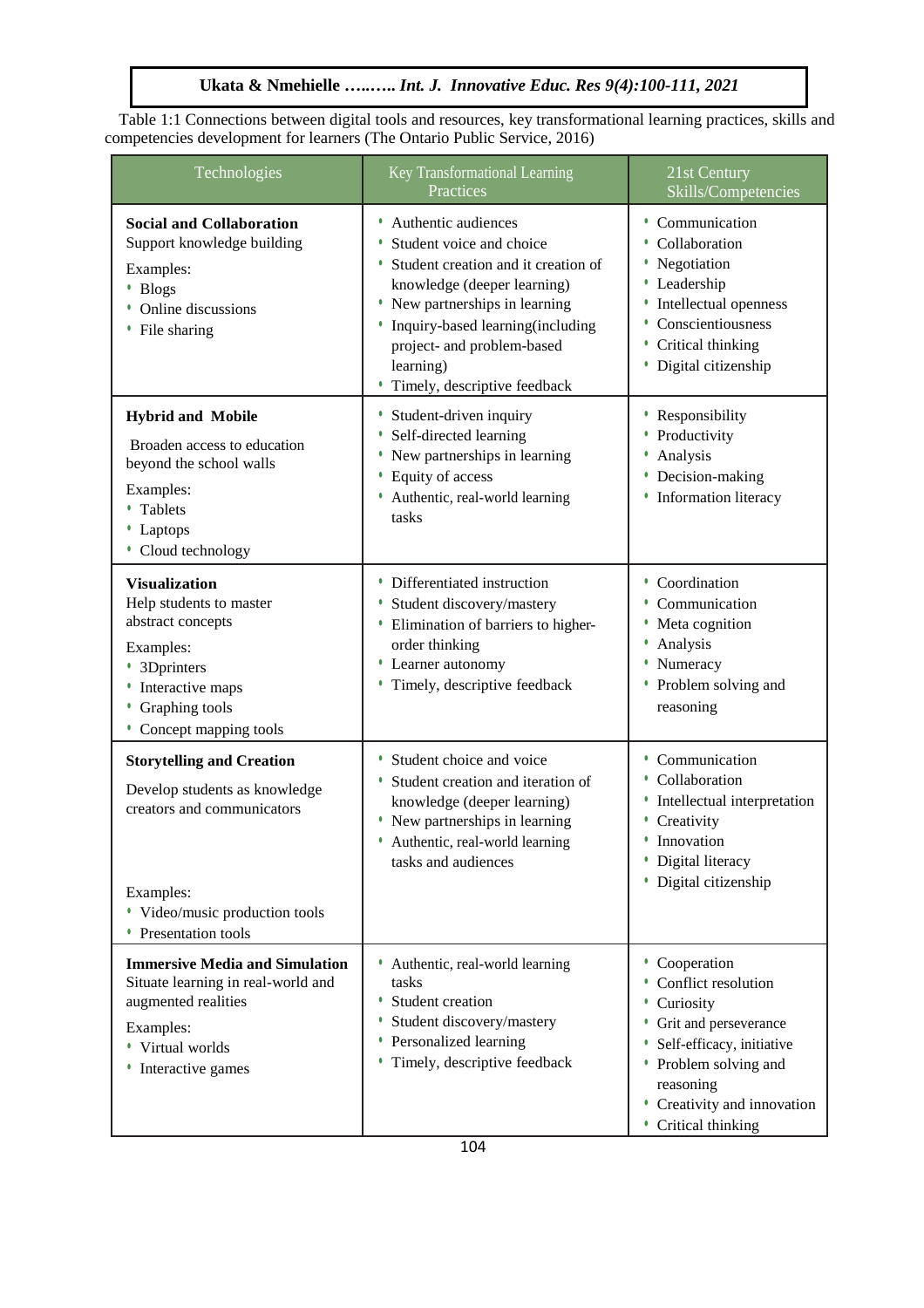Table 1:1 Connections between digital tools and resources, key transformational learning practices, skills and competencies development for learners (The Ontario Public Service, 2016)

| Technologies | Key Transformational Learning Practices | 21st Century Skills/Competencies |
|---|---|---|
| **Social and Collaboration**<br>Support knowledge building<br>Examples:<br>• Blogs<br>• Online discussions<br>• File sharing | • Authentic audiences<br>• Student voice and choice<br>• Student creation and it creation of knowledge (deeper learning)<br>• New partnerships in learning<br>• Inquiry-based learning(including project- and problem-based learning)<br>• Timely, descriptive feedback | • Communication<br>• Collaboration<br>• Negotiation<br>• Leadership<br>• Intellectual openness<br>• Conscientiousness<br>• Critical thinking<br>• Digital citizenship |
| **Hybrid and Mobile**<br>Broaden access to education beyond the school walls<br>Examples:<br>• Tablets<br>• Laptops<br>• Cloud technology | • Student-driven inquiry<br>• Self-directed learning<br>• New partnerships in learning<br>• Equity of access<br>• Authentic, real-world learning tasks | • Responsibility<br>• Productivity<br>• Analysis<br>• Decision-making<br>• Information literacy |
| **Visualization**<br>Help students to master abstract concepts<br>Examples:<br>• 3Dprinters<br>• Interactive maps<br>• Graphing tools<br>• Concept mapping tools | • Differentiated instruction<br>• Student discovery/mastery<br>• Elimination of barriers to higher-order thinking<br>• Learner autonomy<br>• Timely, descriptive feedback | • Coordination<br>• Communication<br>• Meta cognition<br>• Analysis<br>• Numeracy<br>• Problem solving and reasoning |
| **Storytelling and Creation**<br>Develop students as knowledge creators and communicators<br>Examples:<br>• Video/music production tools<br>• Presentation tools | • Student choice and voice<br>• Student creation and iteration of knowledge (deeper learning)<br>• New partnerships in learning<br>• Authentic, real-world learning tasks and audiences | • Communication<br>• Collaboration<br>• Intellectual interpretation<br>• Creativity<br>• Innovation<br>• Digital literacy<br>• Digital citizenship |
| **Immersive Media and Simulation**<br>Situate learning in real-world and augmented realities<br>Examples:<br>• Virtual worlds<br>• Interactive games | • Authentic, real-world learning tasks<br>• Student creation<br>• Student discovery/mastery<br>• Personalized learning<br>• Timely, descriptive feedback | • Cooperation<br>• Conflict resolution<br>• Curiosity<br>• Grit and perseverance<br>• Self-efficacy, initiative<br>• Problem solving and reasoning<br>• Creativity and innovation<br>• Critical thinking |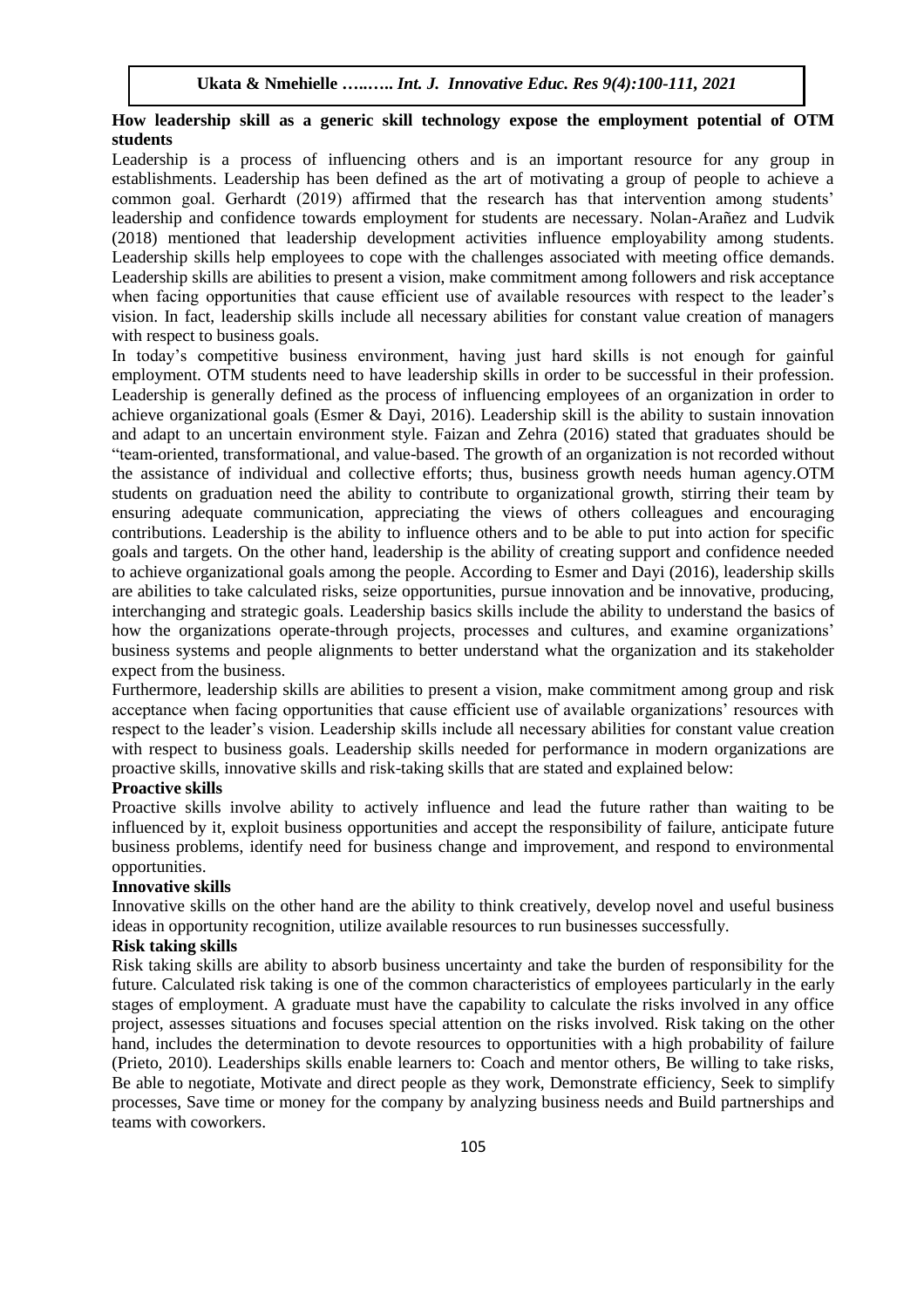**How leadership skill as a generic skill technology expose the employment potential of OTM students**

Leadership is a process of influencing others and is an important resource for any group in establishments. Leadership has been defined as the art of motivating a group of people to achieve a common goal. Gerhardt (2019) affirmed that the research has that intervention among students' leadership and confidence towards employment for students are necessary. Nolan-Arañez and Ludvik (2018) mentioned that leadership development activities influence employability among students. Leadership skills help employees to cope with the challenges associated with meeting office demands. Leadership skills are abilities to present a vision, make commitment among followers and risk acceptance when facing opportunities that cause efficient use of available resources with respect to the leader's vision. In fact, leadership skills include all necessary abilities for constant value creation of managers with respect to business goals.

In today's competitive business environment, having just hard skills is not enough for gainful employment. OTM students need to have leadership skills in order to be successful in their profession. Leadership is generally defined as the process of influencing employees of an organization in order to achieve organizational goals (Esmer & Dayi, 2016). Leadership skill is the ability to sustain innovation and adapt to an uncertain environment style. Faizan and Zehra (2016) stated that graduates should be "team-oriented, transformational, and value-based. The growth of an organization is not recorded without the assistance of individual and collective efforts; thus, business growth needs human agency.OTM students on graduation need the ability to contribute to organizational growth, stirring their team by ensuring adequate communication, appreciating the views of others colleagues and encouraging contributions. Leadership is the ability to influence others and to be able to put into action for specific goals and targets. On the other hand, leadership is the ability of creating support and confidence needed to achieve organizational goals among the people. According to Esmer and Dayi (2016), leadership skills are abilities to take calculated risks, seize opportunities, pursue innovation and be innovative, producing, interchanging and strategic goals. Leadership basics skills include the ability to understand the basics of how the organizations operate-through projects, processes and cultures, and examine organizations' business systems and people alignments to better understand what the organization and its stakeholder expect from the business.

Furthermore, leadership skills are abilities to present a vision, make commitment among group and risk acceptance when facing opportunities that cause efficient use of available organizations' resources with respect to the leader's vision. Leadership skills include all necessary abilities for constant value creation with respect to business goals. Leadership skills needed for performance in modern organizations are proactive skills, innovative skills and risk-taking skills that are stated and explained below:

**Proactive skills**

Proactive skills involve ability to actively influence and lead the future rather than waiting to be influenced by it, exploit business opportunities and accept the responsibility of failure, anticipate future business problems, identify need for business change and improvement, and respond to environmental opportunities.

**Innovative skills**

Innovative skills on the other hand are the ability to think creatively, develop novel and useful business ideas in opportunity recognition, utilize available resources to run businesses successfully.

**Risk taking skills**

Risk taking skills are ability to absorb business uncertainty and take the burden of responsibility for the future. Calculated risk taking is one of the common characteristics of employees particularly in the early stages of employment. A graduate must have the capability to calculate the risks involved in any office project, assesses situations and focuses special attention on the risks involved. Risk taking on the other hand, includes the determination to devote resources to opportunities with a high probability of failure (Prieto, 2010). Leaderships skills enable learners to: Coach and mentor others, Be willing to take risks, Be able to negotiate, Motivate and direct people as they work, Demonstrate efficiency, Seek to simplify processes, Save time or money for the company by analyzing business needs and Build partnerships and teams with coworkers.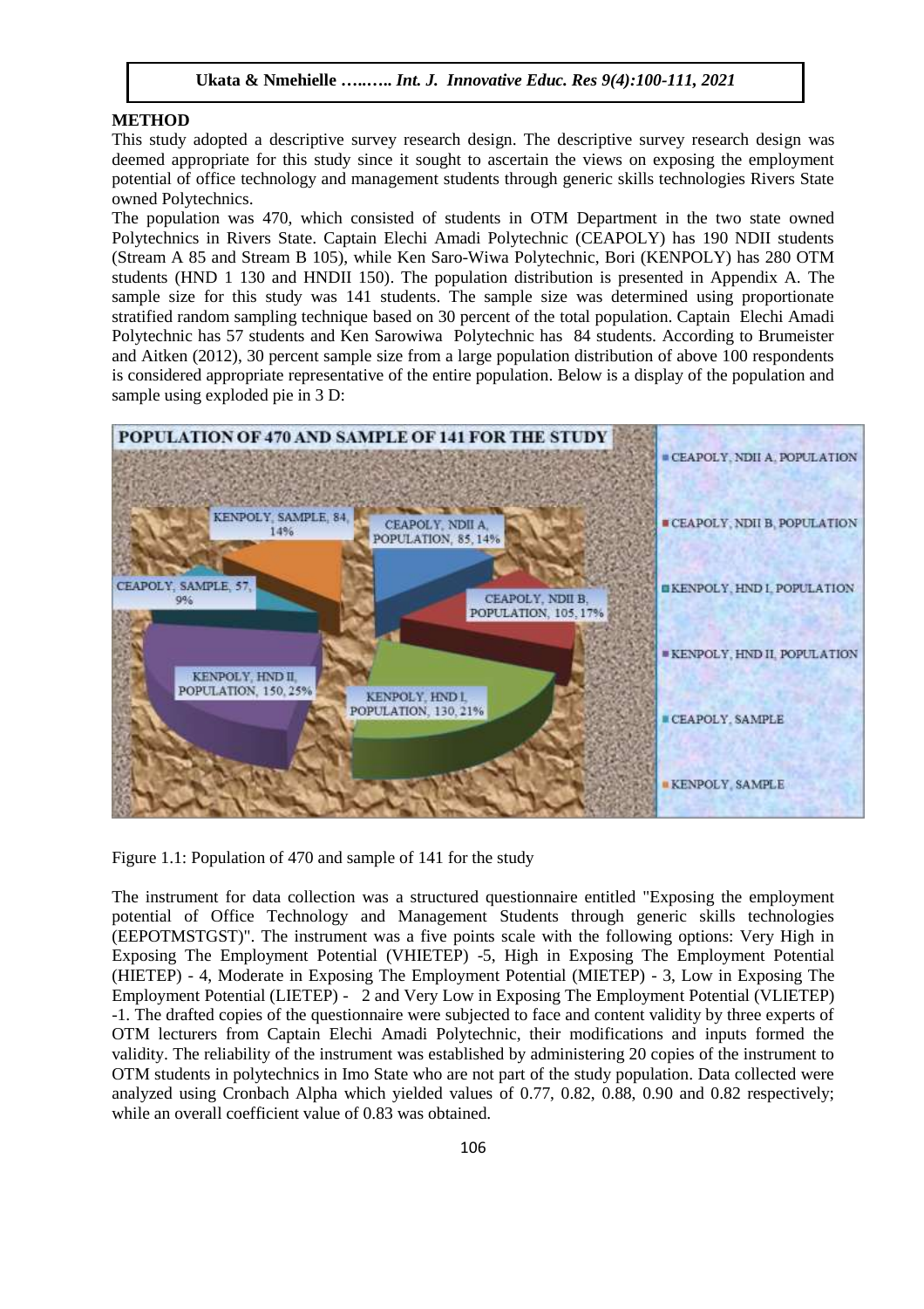## METHOD

This study adopted a descriptive survey research design. The descriptive survey research design was deemed appropriate for this study since it sought to ascertain the views on exposing the employment potential of office technology and management students through generic skills technologies Rivers State owned Polytechnics.

The population was 470, which consisted of students in OTM Department in the two state owned Polytechnics in Rivers State. Captain Elechi Amadi Polytechnic (CEAPOLY) has 190 NDII students (Stream A 85 and Stream B 105), while Ken Saro-Wiwa Polytechnic, Bori (KENPOLY) has 280 OTM students (HND 1 130 and HNDII 150). The population distribution is presented in Appendix A. The sample size for this study was 141 students. The sample size was determined using proportionate stratified random sampling technique based on 30 percent of the total population. Captain Elechi Amadi Polytechnic has 57 students and Ken Sarowiwa Polytechnic has 84 students. According to Brumeister and Aitken (2012), 30 percent sample size from a large population distribution of above 100 respondents is considered appropriate representative of the entire population. Below is a display of the population and sample using exploded pie in 3 D:

POPULATION OF 470 AND SAMPLE OF 141 FOR THE STUDY

KENPOLY, SAMPLE, 84, 14%
CEAPOLY, NDII A, POPULATION, 85, 14%
CEAPOLY, SAMPLE, 57, 9%
CEAPOLY, NDII B, POPULATION, 105, 17%
KENPOLY, HND II, POPULATION, 150, 25%
KENPOLY, HND I, POPULATION, 130, 21%

CEAPOLY, NDII A, POPULATION
CEAPOLY, NDII B, POPULATION
KENPOLY, HND I, POPULATION
KENPOLY, HND II, POPULATION
CEAPOLY, SAMPLE
KENPOLY, SAMPLE

Figure 1.1: Population of 470 and sample of 141 for the study

The instrument for data collection was a structured questionnaire entitled "Exposing the employment potential of Office Technology and Management Students through generic skills technologies (EEPOTMSTGST)". The instrument was a five points scale with the following options: Very High in Exposing The Employment Potential (VHIETEP) -5, High in Exposing The Employment Potential (HIETEP) - 4, Moderate in Exposing The Employment Potential (MIETEP) - 3, Low in Exposing The Employment Potential (LIETEP) - 2 and Very Low in Exposing The Employment Potential (VLIETEP) -1. The drafted copies of the questionnaire were subjected to face and content validity by three experts of OTM lecturers from Captain Elechi Amadi Polytechnic, their modifications and inputs formed the validity. The reliability of the instrument was established by administering 20 copies of the instrument to OTM students in polytechnics in Imo State who are not part of the study population. Data collected were analyzed using Cronbach Alpha which yielded values of 0.77, 0.82, 0.88, 0.90 and 0.82 respectively; while an overall coefficient value of 0.83 was obtained.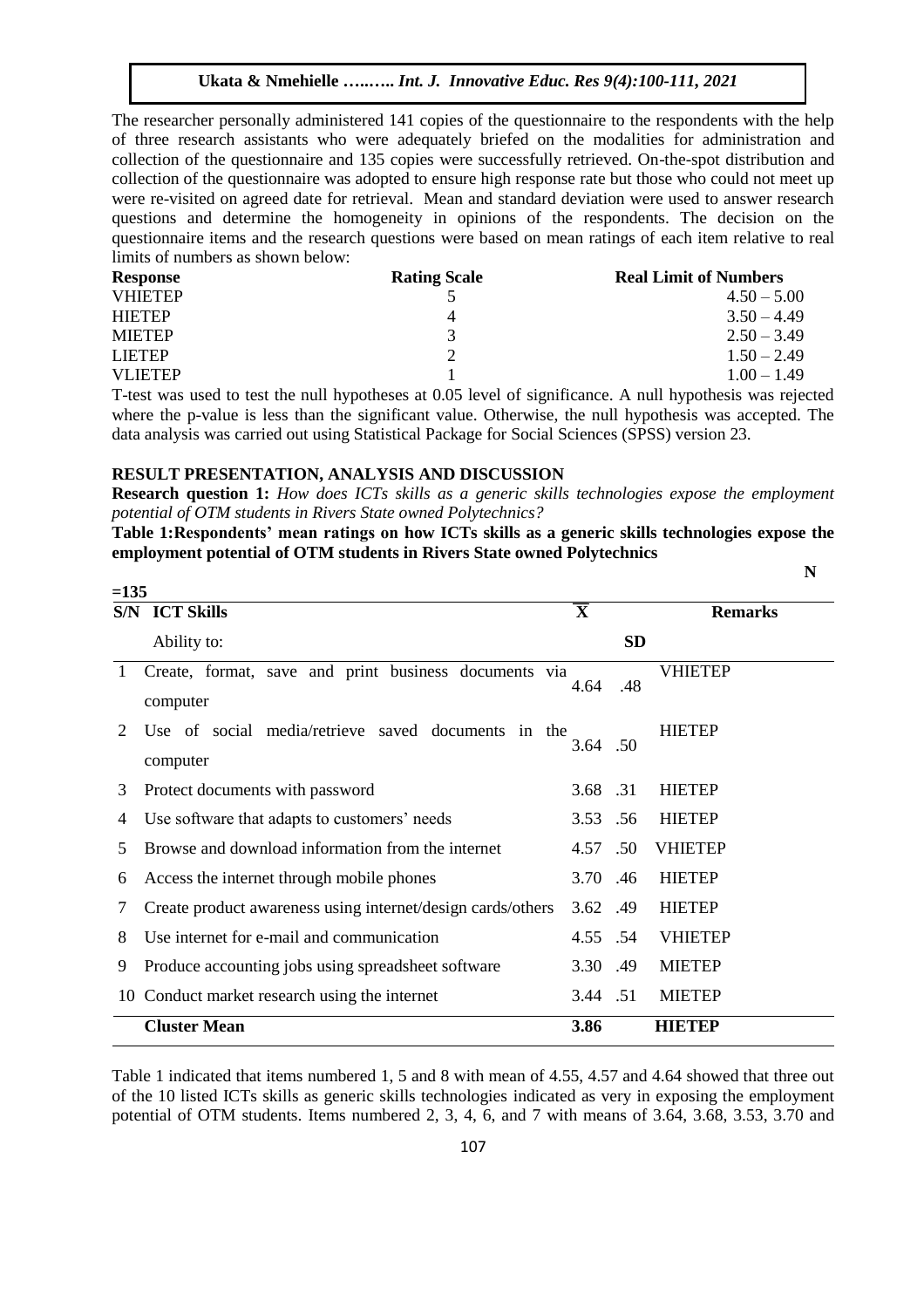The researcher personally administered 141 copies of the questionnaire to the respondents with the help of three research assistants who were adequately briefed on the modalities for administration and collection of the questionnaire and 135 copies were successfully retrieved. On-the-spot distribution and collection of the questionnaire was adopted to ensure high response rate but those who could not meet up were re-visited on agreed date for retrieval. Mean and standard deviation were used to answer research questions and determine the homogeneity in opinions of the respondents. The decision on the questionnaire items and the research questions were based on mean ratings of each item relative to real limits of numbers as shown below:

| Response | Rating Scale | Real Limit of Numbers |
|---|---|---|
| VHIETEP | 5 | 4.50 – 5.00 |
| HIETEP | 4 | 3.50 – 4.49 |
| MIETEP | 3 | 2.50 – 3.49 |
| LIETEP | 2 | 1.50 – 2.49 |
| VLIETEP | 1 | 1.00 – 1.49 |

T-test was used to test the null hypotheses at 0.05 level of significance. A null hypothesis was rejected where the p-value is less than the significant value. Otherwise, the null hypothesis was accepted. The data analysis was carried out using Statistical Package for Social Sciences (SPSS) version 23.

## RESULT PRESENTATION, ANALYSIS AND DISCUSSION

**Research question 1:** *How does ICTs skills as a generic skills technologies expose the employment potential of OTM students in Rivers State owned Polytechnics?*

**Table 1: Respondents' mean ratings on how ICTs skills as a generic skills technologies expose the employment potential of OTM students in Rivers State owned Polytechnics**

**N =135**

| S/N | ICT Skills | $\overline{X}$ | SD | Remarks |
|---|---|---|---|---|
| | Ability to: | | | |
| 1 | Create, format, save and print business documents via computer | 4.64 | .48 | VHIETEP |
| 2 | Use of social media/retrieve saved documents in the computer | 3.64 | .50 | HIETEP |
| 3 | Protect documents with password | 3.68 | .31 | HIETEP |
| 4 | Use software that adapts to customers' needs | 3.53 | .56 | HIETEP |
| 5 | Browse and download information from the internet | 4.57 | .50 | VHIETEP |
| 6 | Access the internet through mobile phones | 3.70 | .46 | HIETEP |
| 7 | Create product awareness using internet/design cards/others | 3.62 | .49 | HIETEP |
| 8 | Use internet for e-mail and communication | 4.55 | .54 | VHIETEP |
| 9 | Produce accounting jobs using spreadsheet software | 3.30 | .49 | MIETEP |
| 10 | Conduct market research using the internet | 3.44 | .51 | MIETEP |
| | **Cluster Mean** | **3.86** | | **HIETEP** |

Table 1 indicated that items numbered 1, 5 and 8 with mean of 4.55, 4.57 and 4.64 showed that three out of the 10 listed ICTs skills as generic skills technologies indicated as very in exposing the employment potential of OTM students. Items numbered 2, 3, 4, 6, and 7 with means of 3.64, 3.68, 3.53, 3.70 and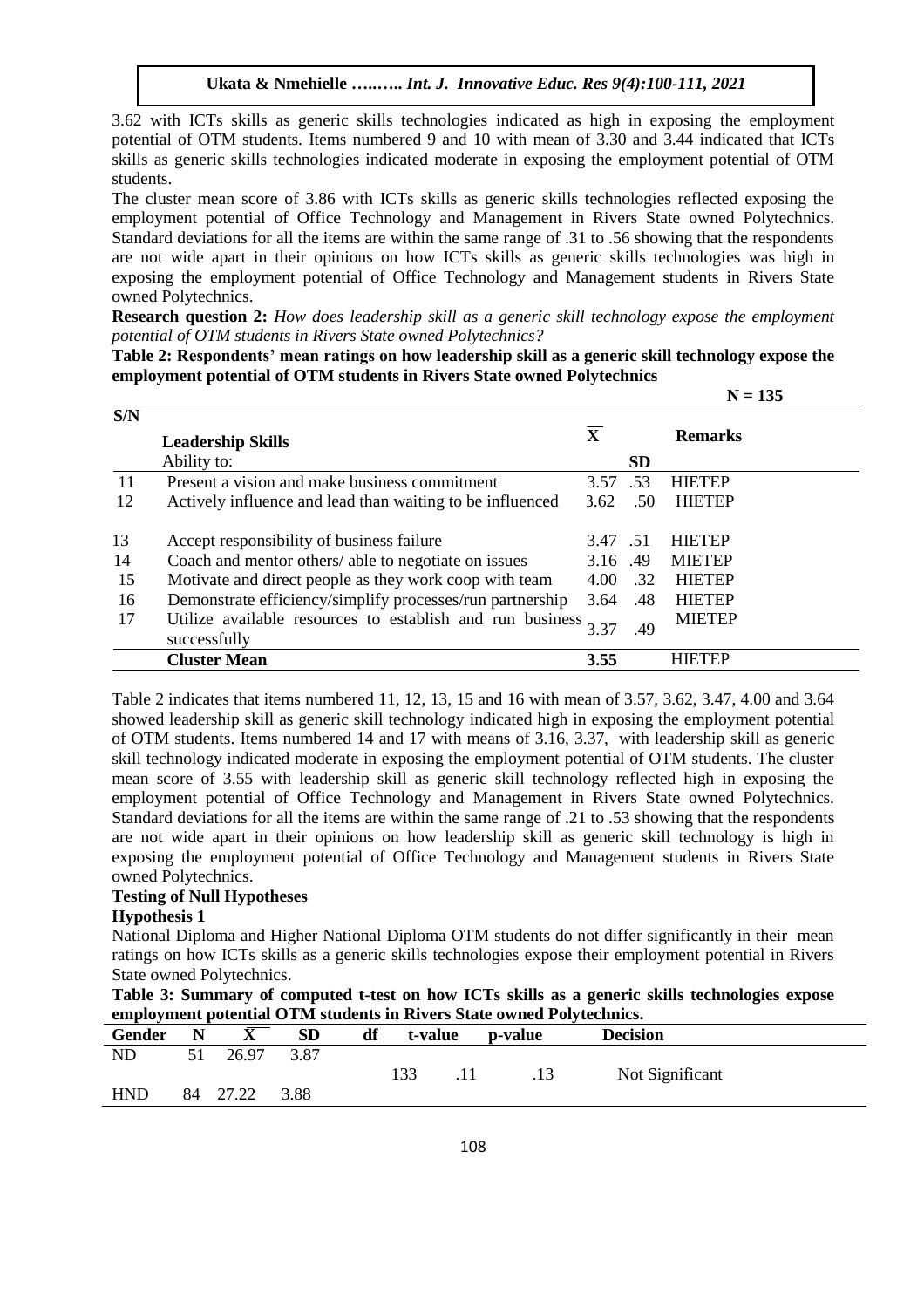3.62 with ICTs skills as generic skills technologies indicated as high in exposing the employment potential of OTM students. Items numbered 9 and 10 with mean of 3.30 and 3.44 indicated that ICTs skills as generic skills technologies indicated moderate in exposing the employment potential of OTM students.

The cluster mean score of 3.86 with ICTs skills as generic skills technologies reflected exposing the employment potential of Office Technology and Management in Rivers State owned Polytechnics. Standard deviations for all the items are within the same range of .31 to .56 showing that the respondents are not wide apart in their opinions on how ICTs skills as generic skills technologies was high in exposing the employment potential of Office Technology and Management students in Rivers State owned Polytechnics.

**Research question 2:** *How does leadership skill as a generic skill technology expose the employment potential of OTM students in Rivers State owned Polytechnics?*

**Table 2: Respondents' mean ratings on how leadership skill as a generic skill technology expose the employment potential of OTM students in Rivers State owned Polytechnics**

**N = 135**

| S/N | Leadership Skills<br>Ability to: | $\overline{X}$ | SD | Remarks |
|---|---|---|---|---|
| 11 | Present a vision and make business commitment | 3.57 | .53 | HIETEP |
| 12 | Actively influence and lead than waiting to be influenced | 3.62 | .50 | HIETEP |
| 13 | Accept responsibility of business failure | 3.47 | .51 | HIETEP |
| 14 | Coach and mentor others/ able to negotiate on issues | 3.16 | .49 | MIETEP |
| 15 | Motivate and direct people as they work coop with team | 4.00 | .32 | HIETEP |
| 16 | Demonstrate efficiency/simplify processes/run partnership | 3.64 | .48 | HIETEP |
| 17 | Utilize available resources to establish and run business successfully | 3.37 | .49 | MIETEP |
| | **Cluster Mean** | **3.55** | | HIETEP |

Table 2 indicates that items numbered 11, 12, 13, 15 and 16 with mean of 3.57, 3.62, 3.47, 4.00 and 3.64 showed leadership skill as generic skill technology indicated high in exposing the employment potential of OTM students. Items numbered 14 and 17 with means of 3.16, 3.37, with leadership skill as generic skill technology indicated moderate in exposing the employment potential of OTM students. The cluster mean score of 3.55 with leadership skill as generic skill technology reflected high in exposing the employment potential of Office Technology and Management in Rivers State owned Polytechnics. Standard deviations for all the items are within the same range of .21 to .53 showing that the respondents are not wide apart in their opinions on how leadership skill as generic skill technology is high in exposing the employment potential of Office Technology and Management students in Rivers State owned Polytechnics.

## Testing of Null Hypotheses

### Hypothesis 1

National Diploma and Higher National Diploma OTM students do not differ significantly in their mean ratings on how ICTs skills as a generic skills technologies expose their employment potential in Rivers State owned Polytechnics.

**Table 3: Summary of computed t-test on how ICTs skills as a generic skills technologies expose employment potential OTM students in Rivers State owned Polytechnics.**

| Gender | N | $\overline{X}$ | SD | df | t-value | p-value | Decision |
|---|---|---|---|---|---|---|---|
| ND | 51 | 26.97 | 3.87 | | | | |
| | | | | 133 | .11 | .13 | Not Significant |
| HND | 84 | 27.22 | 3.88 | | | | |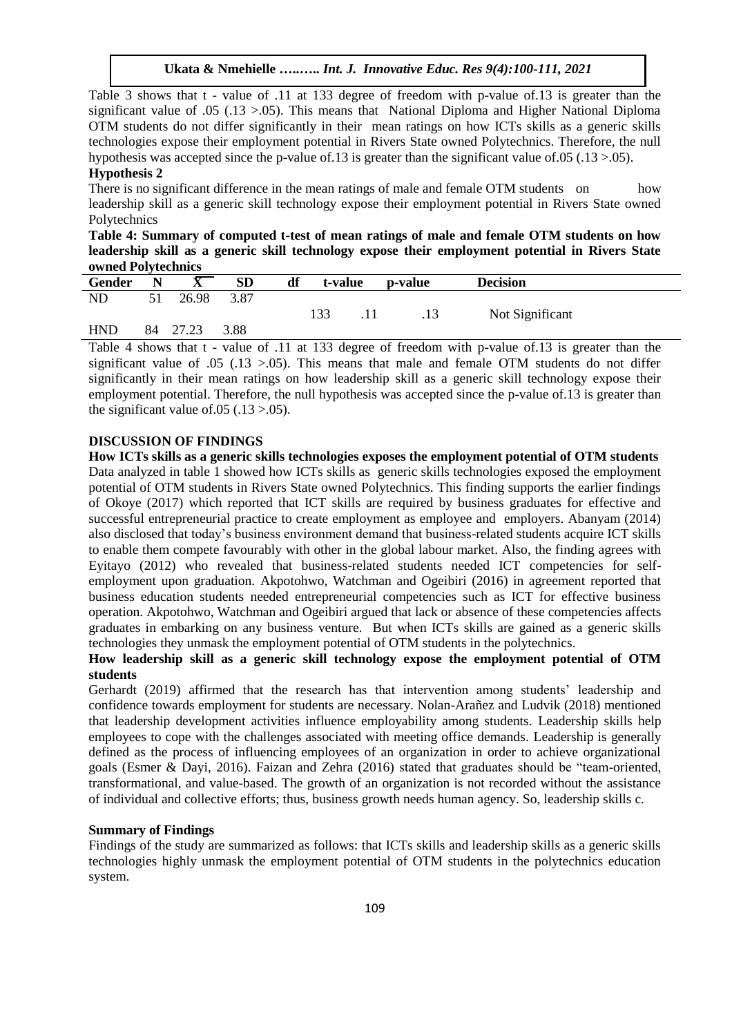Table 3 shows that t - value of .11 at 133 degree of freedom with p-value of.13 is greater than the significant value of .05 (.13 >.05). This means that National Diploma and Higher National Diploma OTM students do not differ significantly in their mean ratings on how ICTs skills as a generic skills technologies expose their employment potential in Rivers State owned Polytechnics. Therefore, the null hypothesis was accepted since the p-value of.13 is greater than the significant value of.05 (.13 >.05).

**Hypothesis 2**

There is no significant difference in the mean ratings of male and female OTM students on how leadership skill as a generic skill technology expose their employment potential in Rivers State owned Polytechnics

**Table 4: Summary of computed t-test of mean ratings of male and female OTM students on how leadership skill as a generic skill technology expose their employment potential in Rivers State owned Polytechnics**

| Gender | N | $\bar{X}$ | SD | df | t-value | p-value | Decision |
|---|---|---|---|---|---|---|---|
| ND | 51 | 26.98 | 3.87 | 133 | .11 | .13 | Not Significant |
| HND | 84 | 27.23 | 3.88 | | | | |

Table 4 shows that t - value of .11 at 133 degree of freedom with p-value of.13 is greater than the significant value of .05 (.13 >.05). This means that male and female OTM students do not differ significantly in their mean ratings on how leadership skill as a generic skill technology expose their employment potential. Therefore, the null hypothesis was accepted since the p-value of.13 is greater than the significant value of.05 (.13 >.05).

## DISCUSSION OF FINDINGS

**How ICTs skills as a generic skills technologies exposes the employment potential of OTM students**

Data analyzed in table 1 showed how ICTs skills as generic skills technologies exposed the employment potential of OTM students in Rivers State owned Polytechnics. This finding supports the earlier findings of Okoye (2017) which reported that ICT skills are required by business graduates for effective and successful entrepreneurial practice to create employment as employee and employers. Abanyam (2014) also disclosed that today's business environment demand that business-related students acquire ICT skills to enable them compete favourably with other in the global labour market. Also, the finding agrees with Eyitayo (2012) who revealed that business-related students needed ICT competencies for self-employment upon graduation. Akpotohwo, Watchman and Ogeibiri (2016) in agreement reported that business education students needed entrepreneurial competencies such as ICT for effective business operation. Akpotohwo, Watchman and Ogeibiri argued that lack or absence of these competencies affects graduates in embarking on any business venture. But when ICTs skills are gained as a generic skills technologies they unmask the employment potential of OTM students in the polytechnics.

**How leadership skill as a generic skill technology expose the employment potential of OTM students**

Gerhardt (2019) affirmed that the research has that intervention among students' leadership and confidence towards employment for students are necessary. Nolan-Arañez and Ludvik (2018) mentioned that leadership development activities influence employability among students. Leadership skills help employees to cope with the challenges associated with meeting office demands. Leadership is generally defined as the process of influencing employees of an organization in order to achieve organizational goals (Esmer & Dayi, 2016). Faizan and Zehra (2016) stated that graduates should be "team-oriented, transformational, and value-based. The growth of an organization is not recorded without the assistance of individual and collective efforts; thus, business growth needs human agency. So, leadership skills c.

**Summary of Findings**

Findings of the study are summarized as follows: that ICTs skills and leadership skills as a generic skills technologies highly unmask the employment potential of OTM students in the polytechnics education system.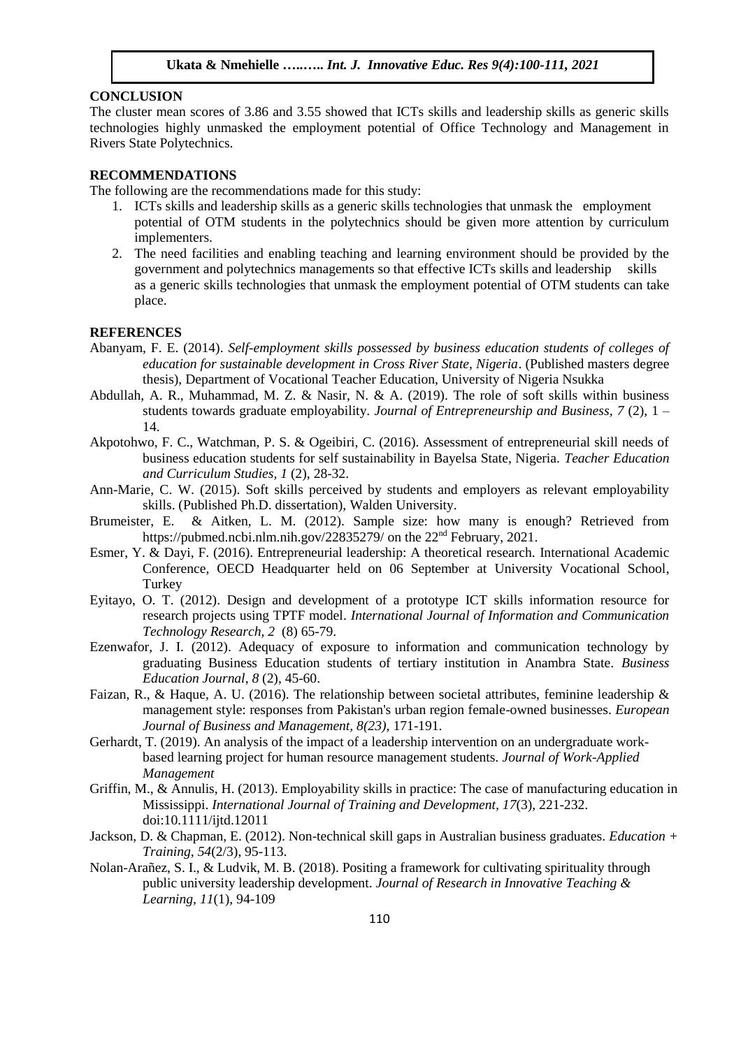## CONCLUSION

The cluster mean scores of 3.86 and 3.55 showed that ICTs skills and leadership skills as generic skills technologies highly unmasked the employment potential of Office Technology and Management in Rivers State Polytechnics.

## RECOMMENDATIONS

The following are the recommendations made for this study:

1. ICTs skills and leadership skills as a generic skills technologies that unmask the employment potential of OTM students in the polytechnics should be given more attention by curriculum implementers.
2. The need facilities and enabling teaching and learning environment should be provided by the government and polytechnics managements so that effective ICTs skills and leadership skills as a generic skills technologies that unmask the employment potential of OTM students can take place.

## REFERENCES

Abanyam, F. E. (2014). *Self-employment skills possessed by business education students of colleges of education for sustainable development in Cross River State, Nigeria*. (Published masters degree thesis), Department of Vocational Teacher Education, University of Nigeria Nsukka

Abdullah, A. R., Muhammad, M. Z. & Nasir, N. & A. (2019). The role of soft skills within business students towards graduate employability. *Journal of Entrepreneurship and Business, 7* (2), 1 – 14.

Akpotohwo, F. C., Watchman, P. S. & Ogeibiri, C. (2016). Assessment of entrepreneurial skill needs of business education students for self sustainability in Bayelsa State, Nigeria. *Teacher Education and Curriculum Studies, 1* (2), 28-32.

Ann-Marie, C. W. (2015). Soft skills perceived by students and employers as relevant employability skills. (Published Ph.D. dissertation), Walden University.

Brumeister, E. & Aitken, L. M. (2012). Sample size: how many is enough? Retrieved from https://pubmed.ncbi.nlm.nih.gov/22835279/ on the 22nd February, 2021.

Esmer, Y. & Dayi, F. (2016). Entrepreneurial leadership: A theoretical research. International Academic Conference, OECD Headquarter held on 06 September at University Vocational School, Turkey

Eyitayo, O. T. (2012). Design and development of a prototype ICT skills information resource for research projects using TPTF model. *International Journal of Information and Communication Technology Research, 2* (8) 65-79.

Ezenwafor, J. I. (2012). Adequacy of exposure to information and communication technology by graduating Business Education students of tertiary institution in Anambra State. *Business Education Journal, 8* (2), 45-60.

Faizan, R., & Haque, A. U. (2016). The relationship between societal attributes, feminine leadership & management style: responses from Pakistan's urban region female-owned businesses. *European Journal of Business and Management, 8(23)*, 171-191.

Gerhardt, T. (2019). An analysis of the impact of a leadership intervention on an undergraduate work-based learning project for human resource management students. *Journal of Work-Applied Management*

Griffin, M., & Annulis, H. (2013). Employability skills in practice: The case of manufacturing education in Mississippi. *International Journal of Training and Development, 17*(3), 221-232. doi:10.1111/ijtd.12011

Jackson, D. & Chapman, E. (2012). Non-technical skill gaps in Australian business graduates. *Education + Training, 54*(2/3), 95-113.

Nolan-Arañez, S. I., & Ludvik, M. B. (2018). Positing a framework for cultivating spirituality through public university leadership development. *Journal of Research in Innovative Teaching & Learning, 11*(1), 94-109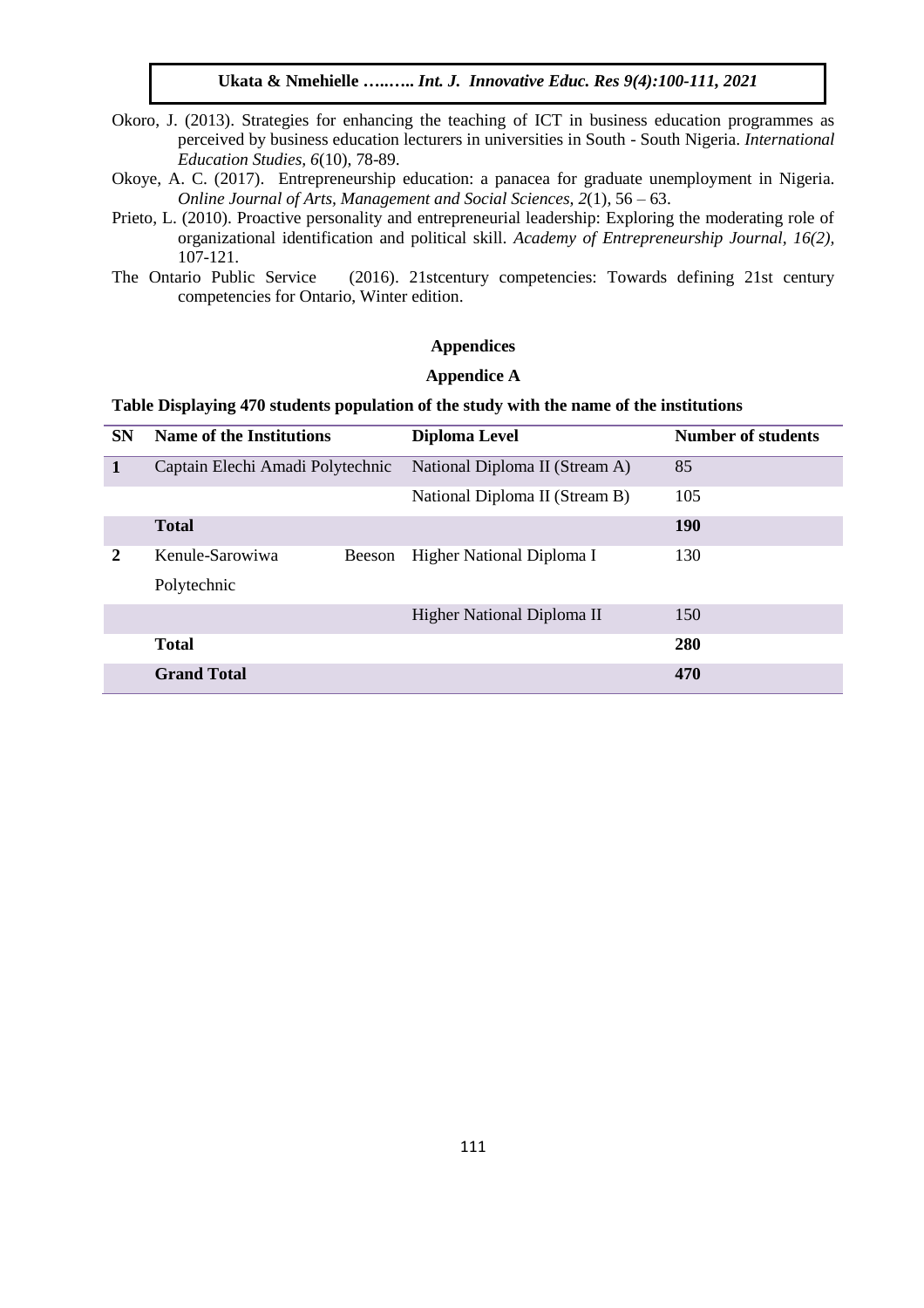Okoro, J. (2013). Strategies for enhancing the teaching of ICT in business education programmes as perceived by business education lecturers in universities in South - South Nigeria. *International Education Studies, 6*(10), 78-89.

Okoye, A. C. (2017). Entrepreneurship education: a panacea for graduate unemployment in Nigeria. *Online Journal of Arts, Management and Social Sciences, 2*(1), 56 – 63.

Prieto, L. (2010). Proactive personality and entrepreneurial leadership: Exploring the moderating role of organizational identification and political skill. *Academy of Entrepreneurship Journal, 16(2),* 107-121.

The Ontario Public Service (2016). 21stcentury competencies: Towards defining 21st century competencies for Ontario, Winter edition.

## Appendices

### Appendice A

**Table Displaying 470 students population of the study with the name of the institutions**

| SN | Name of the Institutions | Diploma Level | Number of students |
|---|---|---|---|
| **1** | Captain Elechi Amadi Polytechnic | National Diploma II (Stream A) | 85 |
| | | National Diploma II (Stream B) | 105 |
| | **Total** | | **190** |
| **2** | Kenule-Sarowiwa Beeson Polytechnic | Higher National Diploma I | 130 |
| | | Higher National Diploma II | 150 |
| | **Total** | | **280** |
| | **Grand Total** | | **470** |